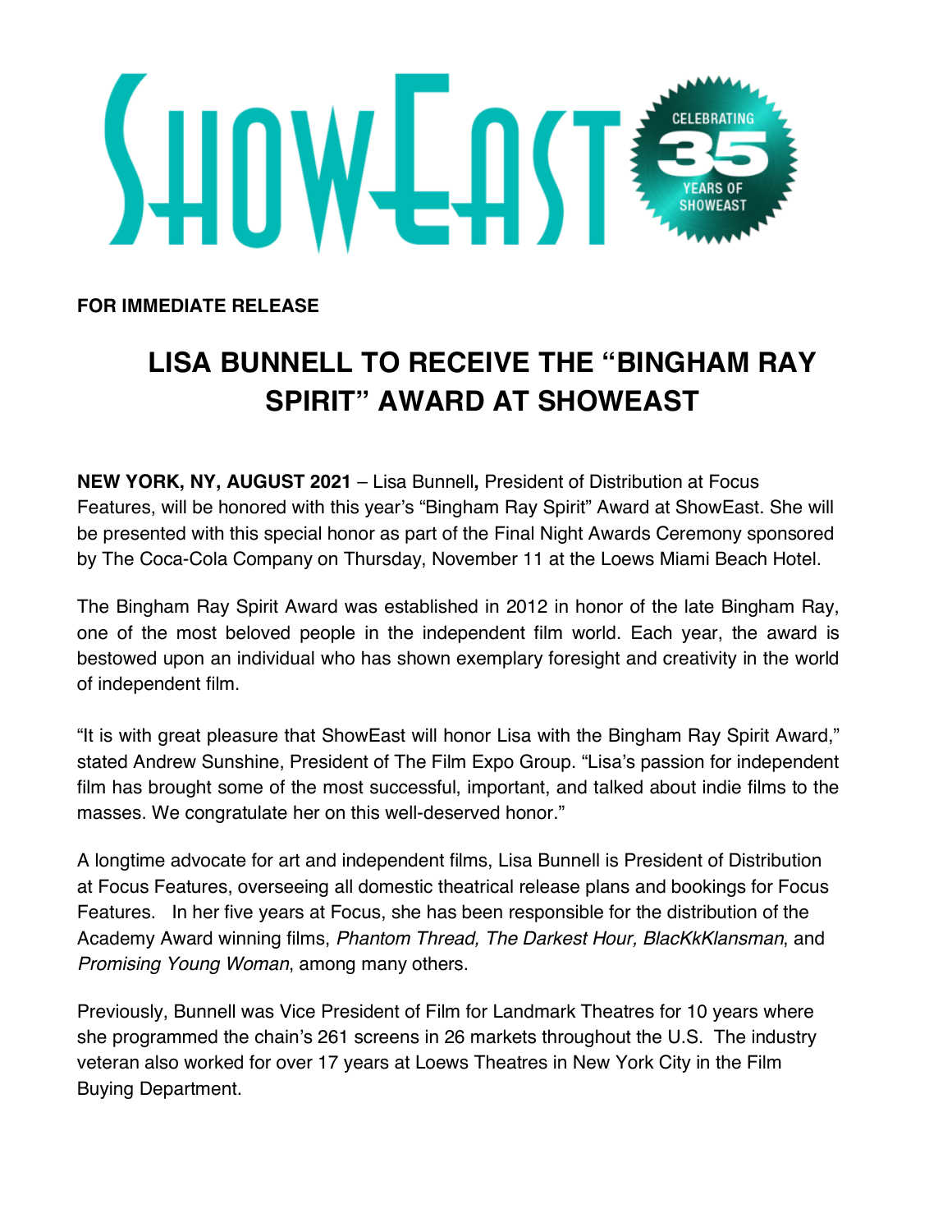SHOWEAST

CELEBRATING 35 YEARS OF SHOWEAST

**FOR IMMEDIATE RELEASE**

# LISA BUNNELL TO RECEIVE THE "BINGHAM RAY SPIRIT" AWARD AT SHOWEAST

**NEW YORK, NY, AUGUST 2021** – Lisa Bunnell**,** President of Distribution at Focus Features, will be honored with this year's "Bingham Ray Spirit" Award at ShowEast. She will be presented with this special honor as part of the Final Night Awards Ceremony sponsored by The Coca-Cola Company on Thursday, November 11 at the Loews Miami Beach Hotel.

The Bingham Ray Spirit Award was established in 2012 in honor of the late Bingham Ray, one of the most beloved people in the independent film world. Each year, the award is bestowed upon an individual who has shown exemplary foresight and creativity in the world of independent film.

"It is with great pleasure that ShowEast will honor Lisa with the Bingham Ray Spirit Award," stated Andrew Sunshine, President of The Film Expo Group. "Lisa's passion for independent film has brought some of the most successful, important, and talked about indie films to the masses. We congratulate her on this well-deserved honor."

A longtime advocate for art and independent films, Lisa Bunnell is President of Distribution at Focus Features, overseeing all domestic theatrical release plans and bookings for Focus Features. In her five years at Focus, she has been responsible for the distribution of the Academy Award winning films, *Phantom Thread, The Darkest Hour, BlacKkKlansman*, and *Promising Young Woman*, among many others.

Previously, Bunnell was Vice President of Film for Landmark Theatres for 10 years where she programmed the chain's 261 screens in 26 markets throughout the U.S. The industry veteran also worked for over 17 years at Loews Theatres in New York City in the Film Buying Department.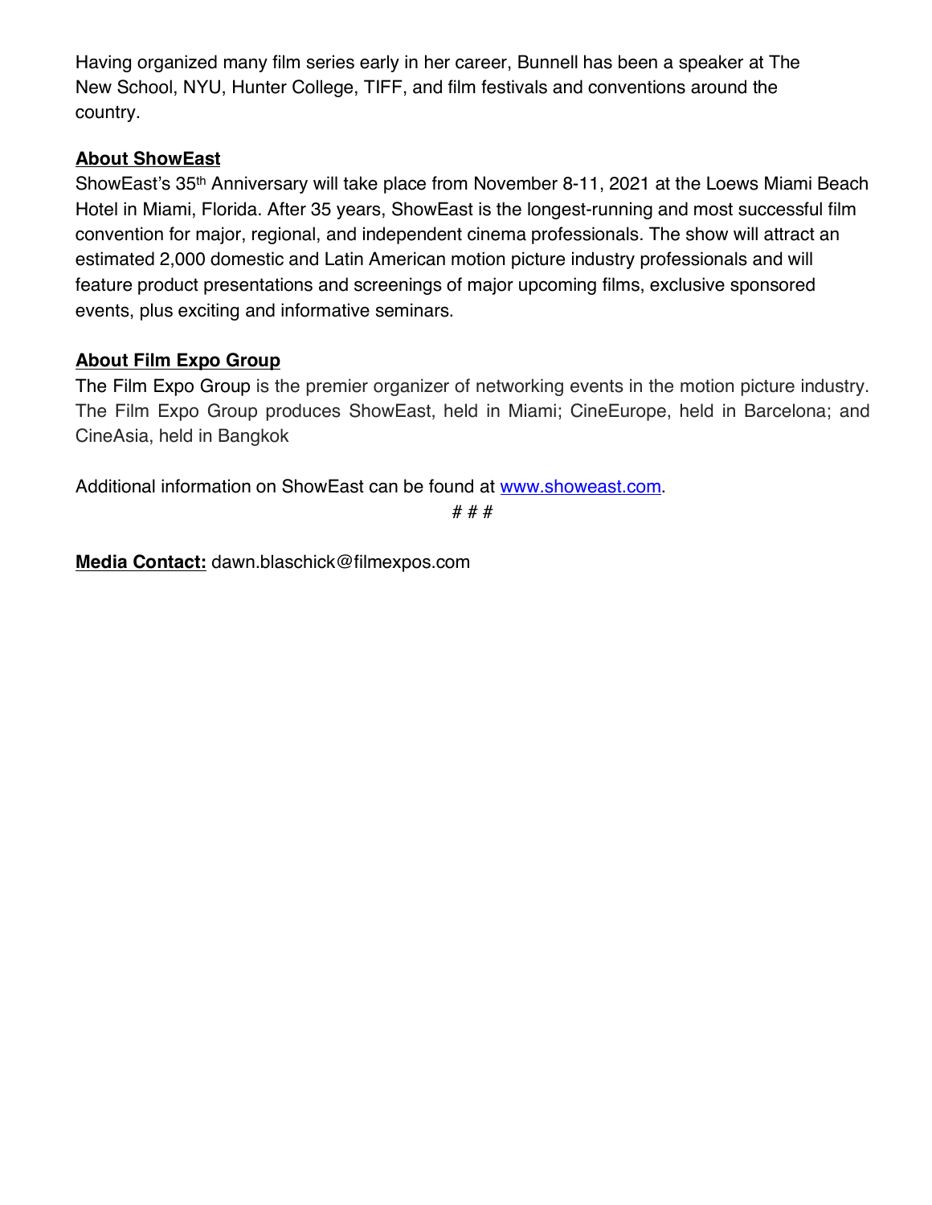Having organized many film series early in her career, Bunnell has been a speaker at The New School, NYU, Hunter College, TIFF, and film festivals and conventions around the country.

**About ShowEast**

ShowEast's 35th Anniversary will take place from November 8-11, 2021 at the Loews Miami Beach Hotel in Miami, Florida. After 35 years, ShowEast is the longest-running and most successful film convention for major, regional, and independent cinema professionals. The show will attract an estimated 2,000 domestic and Latin American motion picture industry professionals and will feature product presentations and screenings of major upcoming films, exclusive sponsored events, plus exciting and informative seminars.

**About Film Expo Group**

The Film Expo Group is the premier organizer of networking events in the motion picture industry. The Film Expo Group produces ShowEast, held in Miami; CineEurope, held in Barcelona; and CineAsia, held in Bangkok

Additional information on ShowEast can be found at www.showeast.com.

# # #

**Media Contact:** dawn.blaschick@filmexpos.com